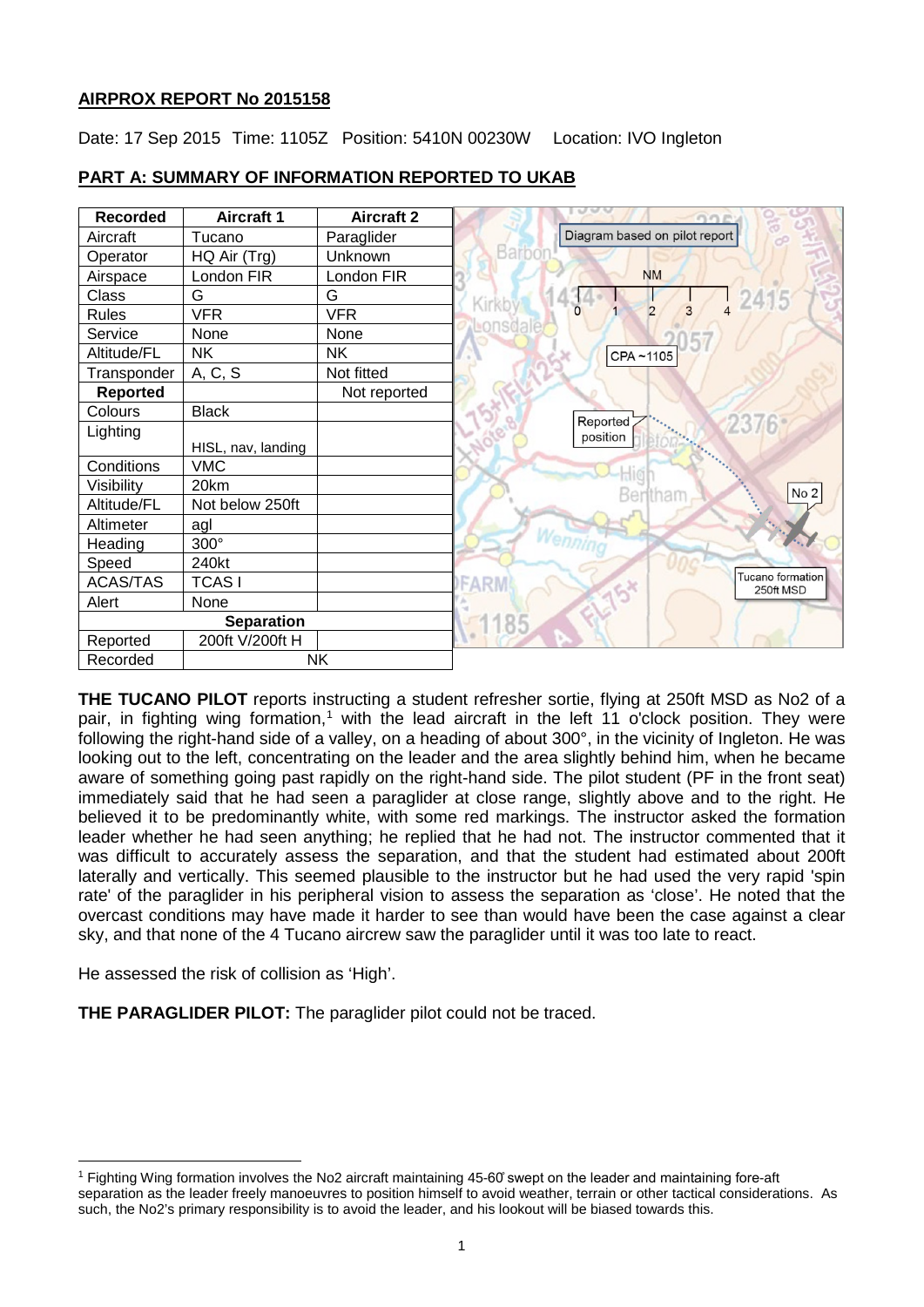## AIRPROX REPORT No 2015158

Date: 17 Sep 2015 Time: 1105Z Position: 5410N 00230W Location: IVO Ingleton

## PART A: SUMMARY OF INFORMATION REPORTED TO UKAB

| Recorded | Aircraft 1 | Aircraft 2 |
|---|---|---|
| Aircraft | Tucano | Paraglider |
| Operator | HQ Air (Trg) | Unknown |
| Airspace | London FIR | London FIR |
| Class | G | G |
| Rules | VFR | VFR |
| Service | None | None |
| Altitude/FL | NK | NK |
| Transponder | A, C, S | Not fitted |
| **Reported** | | Not reported |
| Colours | Black | |
| Lighting | HISL, nav, landing | |
| Conditions | VMC | |
| Visibility | 20km | |
| Altitude/FL | Not below 250ft | |
| Altimeter | agl | |
| Heading | 300° | |
| Speed | 240kt | |
| ACAS/TAS | TCAS I | |
| Alert | None | |
| **Separation** | | |
| Reported | 200ft V/200ft H | |
| Recorded | NK | |

**THE TUCANO PILOT** reports instructing a student refresher sortie, flying at 250ft MSD as No2 of a pair, in fighting wing formation,[1] with the lead aircraft in the left 11 o'clock position. They were following the right-hand side of a valley, on a heading of about 300°, in the vicinity of Ingleton. He was looking out to the left, concentrating on the leader and the area slightly behind him, when he became aware of something going past rapidly on the right-hand side. The pilot student (PF in the front seat) immediately said that he had seen a paraglider at close range, slightly above and to the right. He believed it to be predominantly white, with some red markings. The instructor asked the formation leader whether he had seen anything; he replied that he had not. The instructor commented that it was difficult to accurately assess the separation, and that the student had estimated about 200ft laterally and vertically. This seemed plausible to the instructor but he had used the very rapid 'spin rate' of the paraglider in his peripheral vision to assess the separation as 'close'. He noted that the overcast conditions may have made it harder to see than would have been the case against a clear sky, and that none of the 4 Tucano aircrew saw the paraglider until it was too late to react.

He assessed the risk of collision as 'High'.

**THE PARAGLIDER PILOT:** The paraglider pilot could not be traced.

[1] Fighting Wing formation involves the No2 aircraft maintaining 45-60̊ swept on the leader and maintaining fore-aft separation as the leader freely manoeuvres to position himself to avoid weather, terrain or other tactical considerations. As such, the No2's primary responsibility is to avoid the leader, and his lookout will be biased towards this.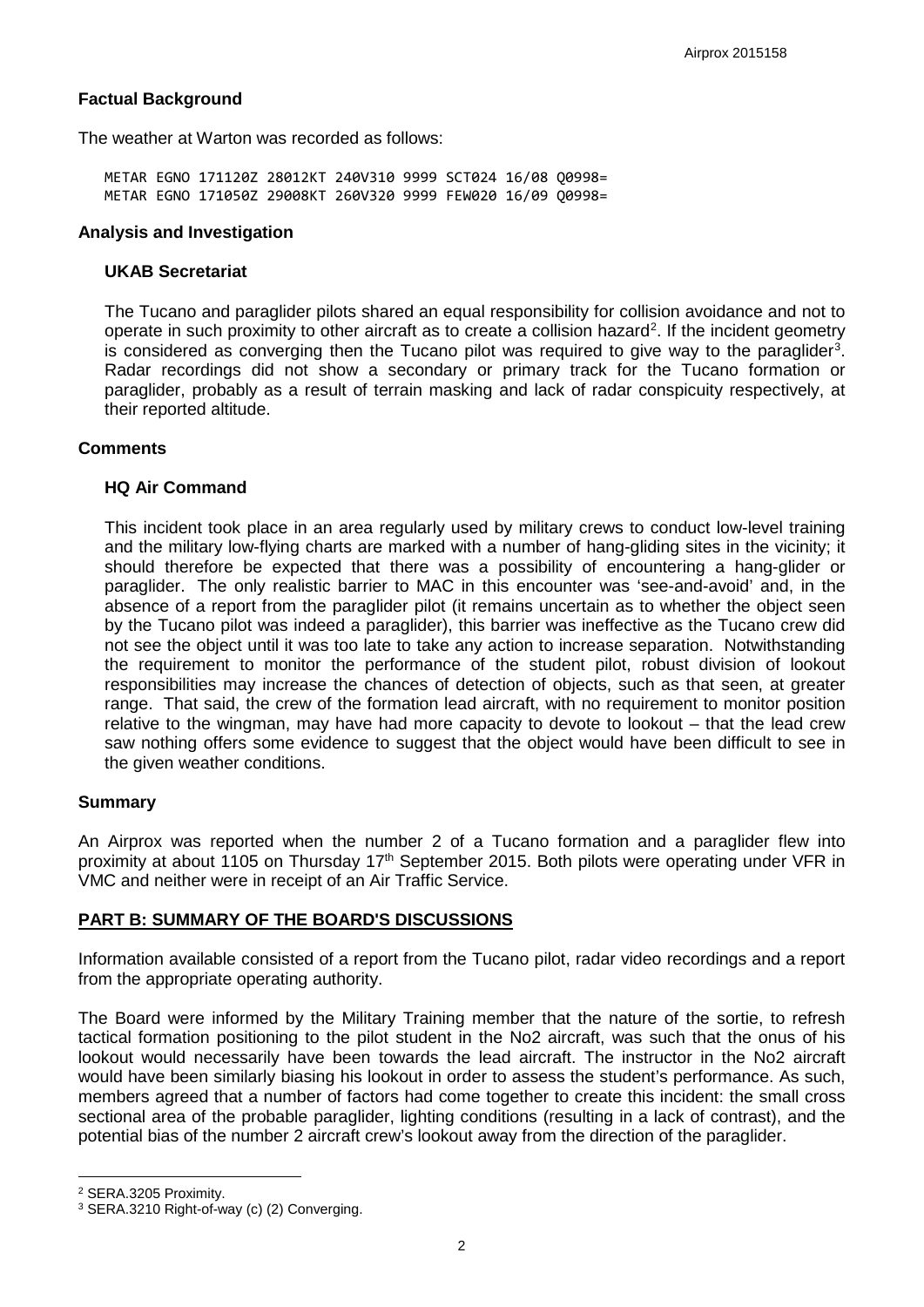## Factual Background

The weather at Warton was recorded as follows:

```
METAR EGNO 171120Z 28012KT 240V310 9999 SCT024 16/08 Q0998=
METAR EGNO 171050Z 29008KT 260V320 9999 FEW020 16/09 Q0998=
```

## Analysis and Investigation

### UKAB Secretariat

The Tucano and paraglider pilots shared an equal responsibility for collision avoidance and not to operate in such proximity to other aircraft as to create a collision hazard[2]. If the incident geometry is considered as converging then the Tucano pilot was required to give way to the paraglider[3]. Radar recordings did not show a secondary or primary track for the Tucano formation or paraglider, probably as a result of terrain masking and lack of radar conspicuity respectively, at their reported altitude.

## Comments

### HQ Air Command

This incident took place in an area regularly used by military crews to conduct low-level training and the military low-flying charts are marked with a number of hang-gliding sites in the vicinity; it should therefore be expected that there was a possibility of encountering a hang-glider or paraglider. The only realistic barrier to MAC in this encounter was 'see-and-avoid' and, in the absence of a report from the paraglider pilot (it remains uncertain as to whether the object seen by the Tucano pilot was indeed a paraglider), this barrier was ineffective as the Tucano crew did not see the object until it was too late to take any action to increase separation. Notwithstanding the requirement to monitor the performance of the student pilot, robust division of lookout responsibilities may increase the chances of detection of objects, such as that seen, at greater range. That said, the crew of the formation lead aircraft, with no requirement to monitor position relative to the wingman, may have had more capacity to devote to lookout – that the lead crew saw nothing offers some evidence to suggest that the object would have been difficult to see in the given weather conditions.

## Summary

An Airprox was reported when the number 2 of a Tucano formation and a paraglider flew into proximity at about 1105 on Thursday 17th September 2015. Both pilots were operating under VFR in VMC and neither were in receipt of an Air Traffic Service.

## PART B: SUMMARY OF THE BOARD'S DISCUSSIONS

Information available consisted of a report from the Tucano pilot, radar video recordings and a report from the appropriate operating authority.

The Board were informed by the Military Training member that the nature of the sortie, to refresh tactical formation positioning to the pilot student in the No2 aircraft, was such that the onus of his lookout would necessarily have been towards the lead aircraft. The instructor in the No2 aircraft would have been similarly biasing his lookout in order to assess the student's performance. As such, members agreed that a number of factors had come together to create this incident: the small cross sectional area of the probable paraglider, lighting conditions (resulting in a lack of contrast), and the potential bias of the number 2 aircraft crew's lookout away from the direction of the paraglider.

---

[2] SERA.3205 Proximity.

[3] SERA.3210 Right-of-way (c) (2) Converging.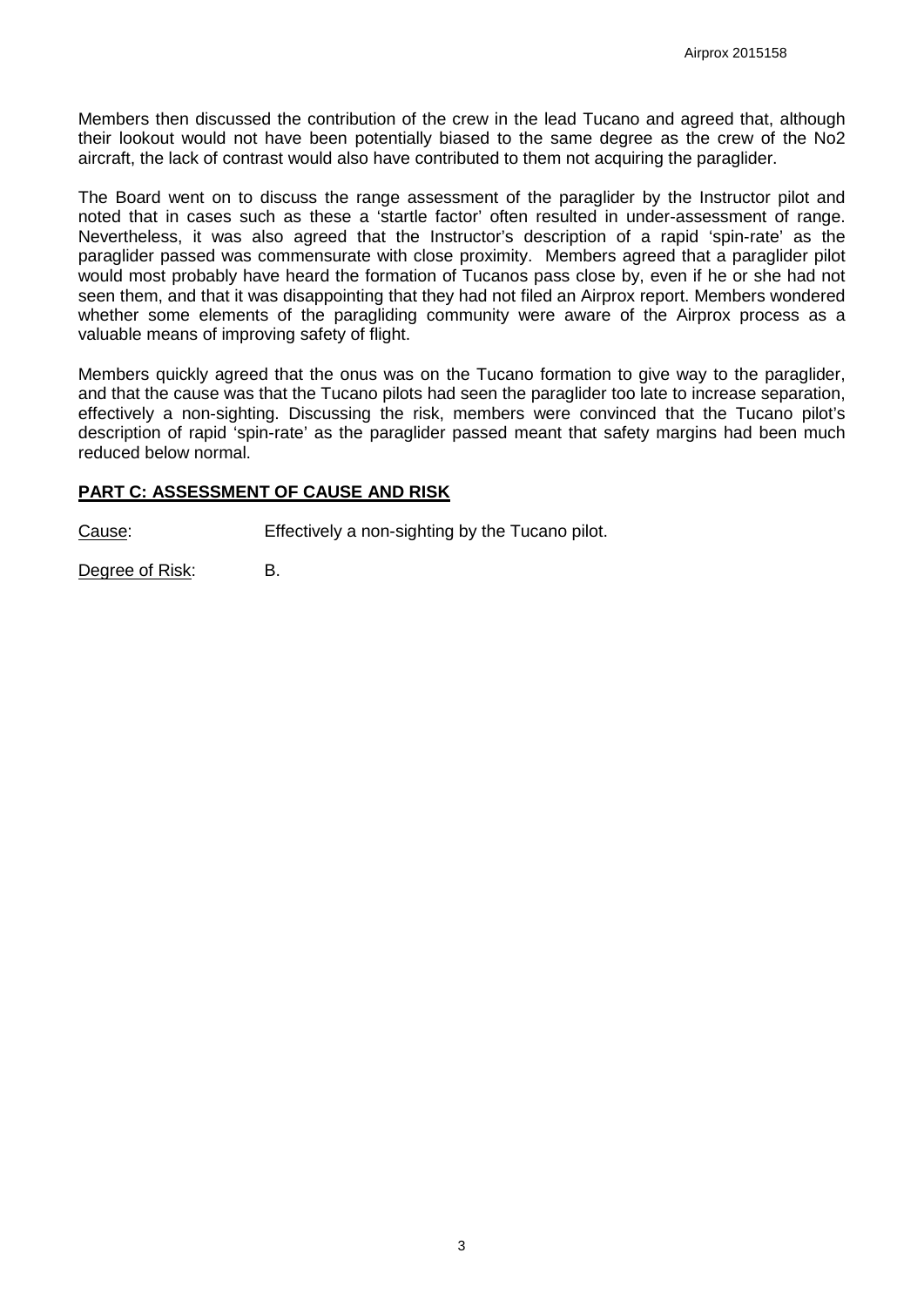Members then discussed the contribution of the crew in the lead Tucano and agreed that, although their lookout would not have been potentially biased to the same degree as the crew of the No2 aircraft, the lack of contrast would also have contributed to them not acquiring the paraglider.

The Board went on to discuss the range assessment of the paraglider by the Instructor pilot and noted that in cases such as these a 'startle factor' often resulted in under-assessment of range. Nevertheless, it was also agreed that the Instructor's description of a rapid 'spin-rate' as the paraglider passed was commensurate with close proximity. Members agreed that a paraglider pilot would most probably have heard the formation of Tucanos pass close by, even if he or she had not seen them, and that it was disappointing that they had not filed an Airprox report. Members wondered whether some elements of the paragliding community were aware of the Airprox process as a valuable means of improving safety of flight.

Members quickly agreed that the onus was on the Tucano formation to give way to the paraglider, and that the cause was that the Tucano pilots had seen the paraglider too late to increase separation, effectively a non-sighting. Discussing the risk, members were convinced that the Tucano pilot's description of rapid 'spin-rate' as the paraglider passed meant that safety margins had been much reduced below normal.

## PART C: ASSESSMENT OF CAUSE AND RISK

Cause: Effectively a non-sighting by the Tucano pilot.

Degree of Risk: B.